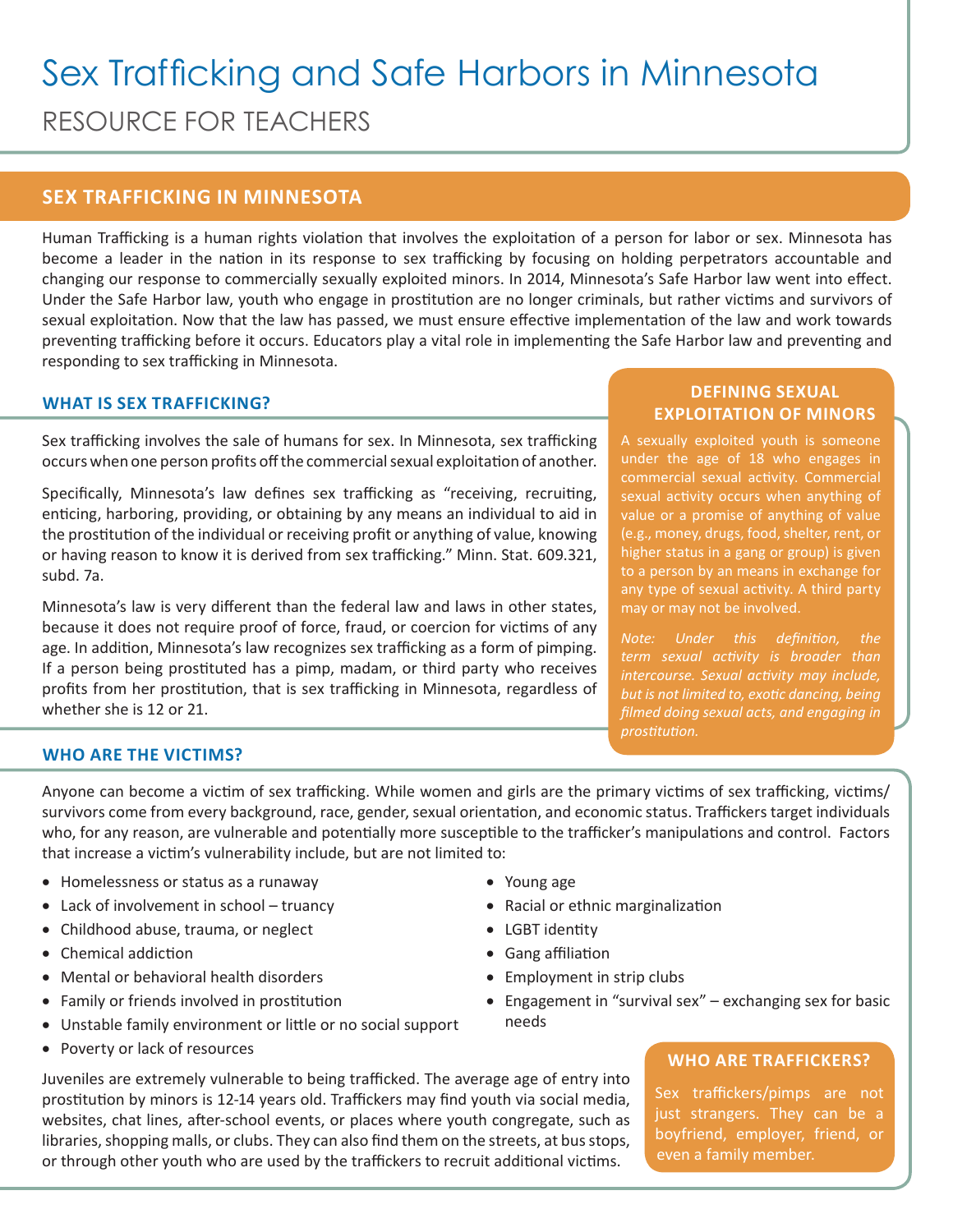# Sex Trafficking and Safe Harbors in Minnesota

RESOURCE FOR TEACHERS

## SEX TRAFFICKING IN MINNESOTA

Human Trafficking is a human rights violation that involves the exploitation of a person for labor or sex. Minnesota has become a leader in the nation in its response to sex trafficking by focusing on holding perpetrators accountable and changing our response to commercially sexually exploited minors. In 2014, Minnesota's Safe Harbor law went into effect. Under the Safe Harbor law, youth who engage in prostitution are no longer criminals, but rather victims and survivors of sexual exploitation. Now that the law has passed, we must ensure effective implementation of the law and work towards preventing trafficking before it occurs. Educators play a vital role in implementing the Safe Harbor law and preventing and responding to sex trafficking in Minnesota.

### WHAT IS SEX TRAFFICKING?

Sex trafficking involves the sale of humans for sex. In Minnesota, sex trafficking occurs when one person profits off the commercial sexual exploitation of another.

Specifically, Minnesota's law defines sex trafficking as "receiving, recruiting, enticing, harboring, providing, or obtaining by any means an individual to aid in the prostitution of the individual or receiving profit or anything of value, knowing or having reason to know it is derived from sex trafficking." Minn. Stat. 609.321, subd. 7a.

Minnesota's law is very different than the federal law and laws in other states, because it does not require proof of force, fraud, or coercion for victims of any age. In addition, Minnesota's law recognizes sex trafficking as a form of pimping. If a person being prostituted has a pimp, madam, or third party who receives profits from her prostitution, that is sex trafficking in Minnesota, regardless of whether she is 12 or 21.

### DEFINING SEXUAL EXPLOITATION OF MINORS

A sexually exploited youth is someone under the age of 18 who engages in commercial sexual activity. Commercial sexual activity occurs when anything of value or a promise of anything of value (e.g., money, drugs, food, shelter, rent, or higher status in a gang or group) is given to a person by an means in exchange for any type of sexual activity. A third party may or may not be involved.

*Note: Under this definition, the term sexual activity is broader than intercourse. Sexual activity may include, but is not limited to, exotic dancing, being filmed doing sexual acts, and engaging in prostitution.*

### WHO ARE THE VICTIMS?

Anyone can become a victim of sex trafficking. While women and girls are the primary victims of sex trafficking, victims/survivors come from every background, race, gender, sexual orientation, and economic status. Traffickers target individuals who, for any reason, are vulnerable and potentially more susceptible to the trafficker's manipulations and control. Factors that increase a victim's vulnerability include, but are not limited to:

- Homelessness or status as a runaway
- Lack of involvement in school – truancy
- Childhood abuse, trauma, or neglect
- Chemical addiction
- Mental or behavioral health disorders
- Family or friends involved in prostitution
- Unstable family environment or little or no social support
- Poverty or lack of resources
- Young age
- Racial or ethnic marginalization
- LGBT identity
- Gang affiliation
- Employment in strip clubs
- Engagement in "survival sex" – exchanging sex for basic needs

Juveniles are extremely vulnerable to being trafficked. The average age of entry into prostitution by minors is 12-14 years old. Traffickers may find youth via social media, websites, chat lines, after-school events, or places where youth congregate, such as libraries, shopping malls, or clubs. They can also find them on the streets, at bus stops, or through other youth who are used by the traffickers to recruit additional victims.

### WHO ARE TRAFFICKERS?

Sex traffickers/pimps are not just strangers. They can be a boyfriend, employer, friend, or even a family member.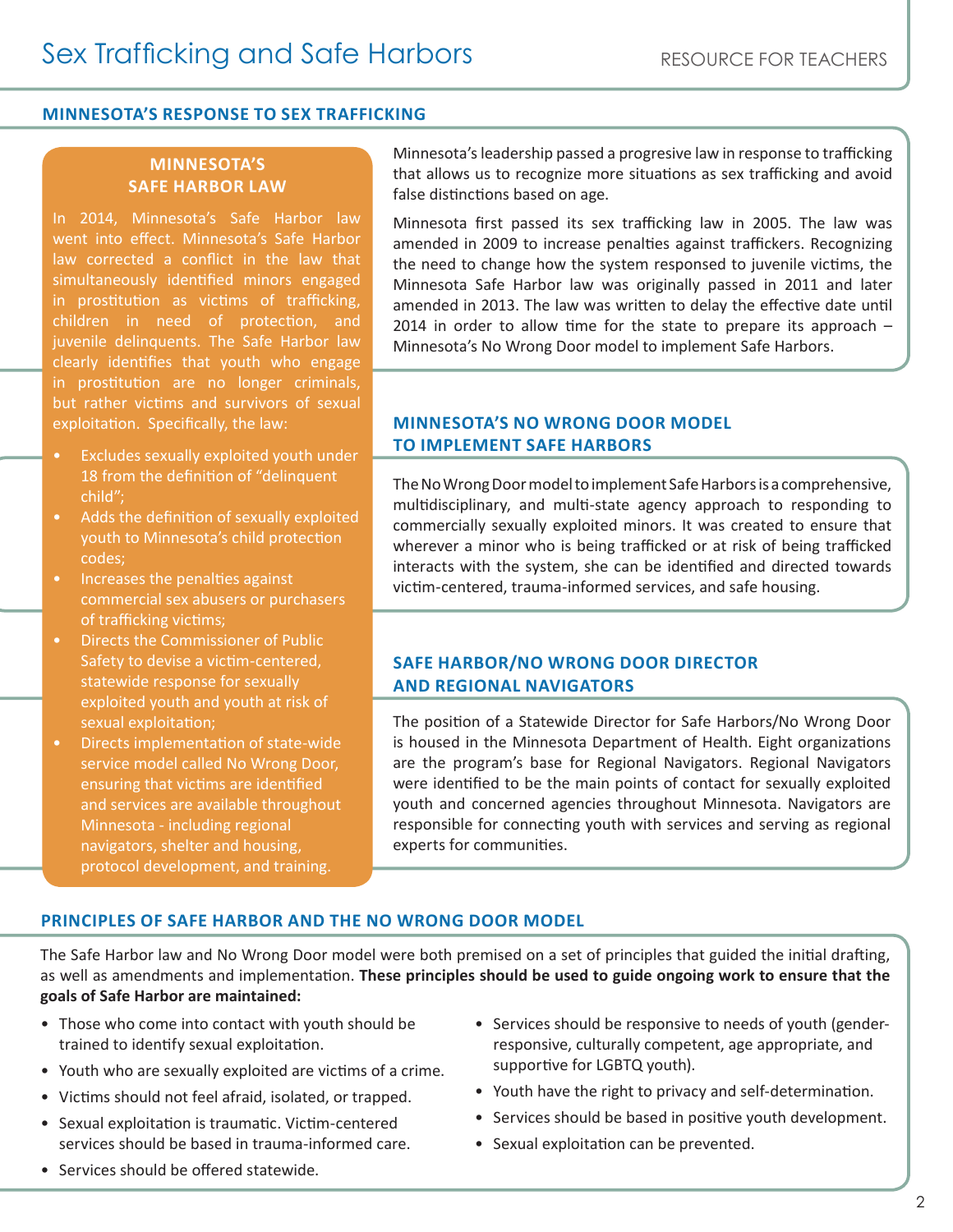# Sex Trafficking and Safe Harbors

## MINNESOTA'S RESPONSE TO SEX TRAFFICKING

### MINNESOTA'S SAFE HARBOR LAW

In 2014, Minnesota's Safe Harbor law went into effect. Minnesota's Safe Harbor law corrected a conflict in the law that simultaneously identified minors engaged in prostitution as victims of trafficking, children in need of protection, and juvenile delinquents. The Safe Harbor law clearly identifies that youth who engage in prostitution are no longer criminals, but rather victims and survivors of sexual exploitation. Specifically, the law:

- Excludes sexually exploited youth under 18 from the definition of "delinquent child";
- Adds the definition of sexually exploited youth to Minnesota's child protection codes;
- Increases the penalties against commercial sex abusers or purchasers of trafficking victims;
- Directs the Commissioner of Public Safety to devise a victim-centered, statewide response for sexually exploited youth and youth at risk of sexual exploitation;
- Directs implementation of state-wide service model called No Wrong Door, ensuring that victims are identified and services are available throughout Minnesota - including regional navigators, shelter and housing, protocol development, and training.

Minnesota's leadership passed a progresive law in response to trafficking that allows us to recognize more situations as sex trafficking and avoid false distinctions based on age.

Minnesota first passed its sex trafficking law in 2005. The law was amended in 2009 to increase penalties against traffickers. Recognizing the need to change how the system responsed to juvenile victims, the Minnesota Safe Harbor law was originally passed in 2011 and later amended in 2013. The law was written to delay the effective date until 2014 in order to allow time for the state to prepare its approach – Minnesota's No Wrong Door model to implement Safe Harbors.

### MINNESOTA'S NO WRONG DOOR MODEL TO IMPLEMENT SAFE HARBORS

The No Wrong Door model to implement Safe Harbors is a comprehensive, multidisciplinary, and multi-state agency approach to responding to commercially sexually exploited minors. It was created to ensure that wherever a minor who is being trafficked or at risk of being trafficked interacts with the system, she can be identified and directed towards victim-centered, trauma-informed services, and safe housing.

### SAFE HARBOR/NO WRONG DOOR DIRECTOR AND REGIONAL NAVIGATORS

The position of a Statewide Director for Safe Harbors/No Wrong Door is housed in the Minnesota Department of Health. Eight organizations are the program's base for Regional Navigators. Regional Navigators were identified to be the main points of contact for sexually exploited youth and concerned agencies throughout Minnesota. Navigators are responsible for connecting youth with services and serving as regional experts for communities.

## PRINCIPLES OF SAFE HARBOR AND THE NO WRONG DOOR MODEL

The Safe Harbor law and No Wrong Door model were both premised on a set of principles that guided the initial drafting, as well as amendments and implementation. **These principles should be used to guide ongoing work to ensure that the goals of Safe Harbor are maintained:**

- Those who come into contact with youth should be trained to identify sexual exploitation.
- Youth who are sexually exploited are victims of a crime.
- Victims should not feel afraid, isolated, or trapped.
- Sexual exploitation is traumatic. Victim-centered services should be based in trauma-informed care.
- Services should be offered statewide.
- Services should be responsive to needs of youth (gender-responsive, culturally competent, age appropriate, and supportive for LGBTQ youth).
- Youth have the right to privacy and self-determination.
- Services should be based in positive youth development.
- Sexual exploitation can be prevented.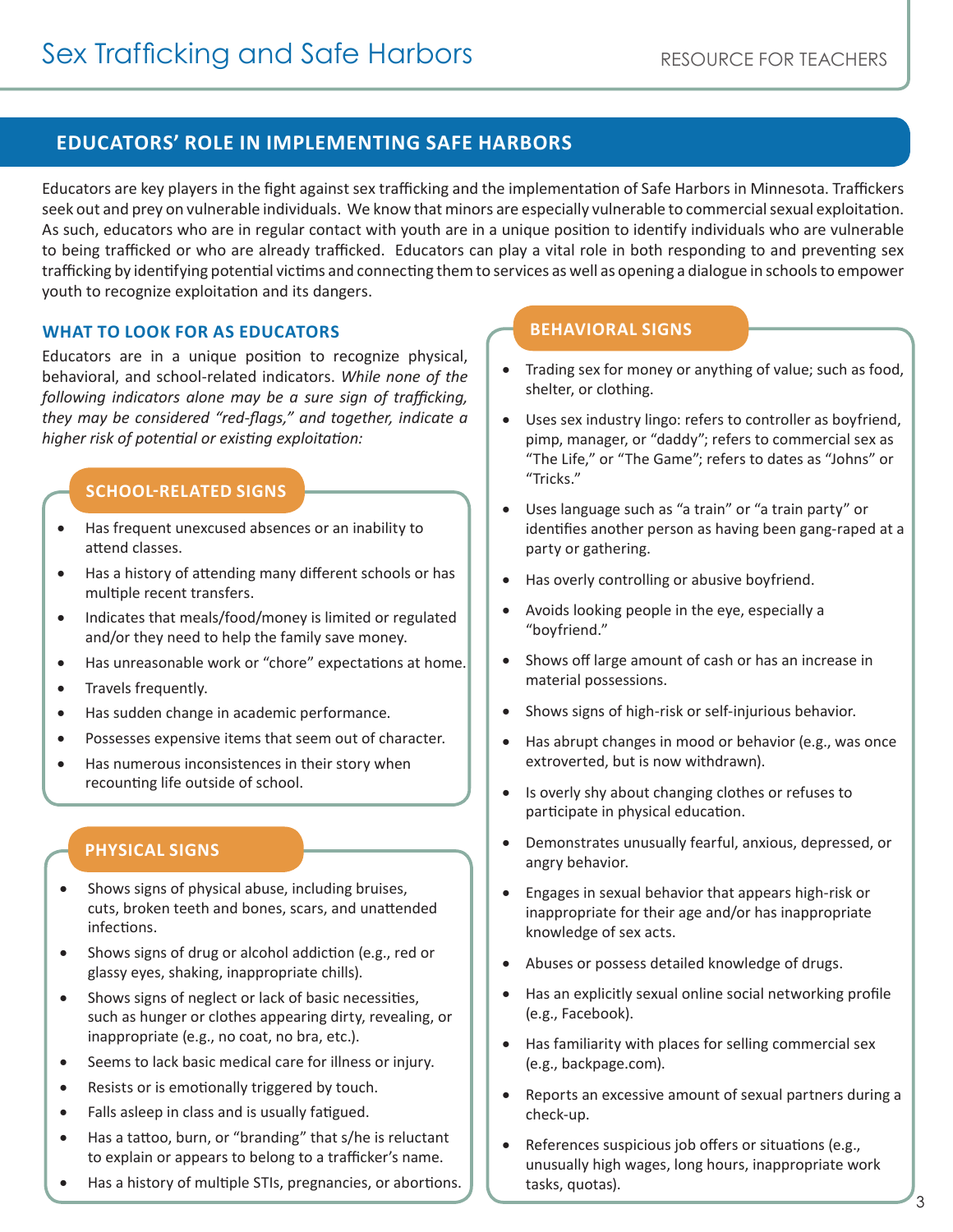# Sex Trafficking and Safe Harbors

RESOURCE FOR TEACHERS

## EDUCATORS' ROLE IN IMPLEMENTING SAFE HARBORS

Educators are key players in the fight against sex trafficking and the implementation of Safe Harbors in Minnesota. Traffickers seek out and prey on vulnerable individuals. We know that minors are especially vulnerable to commercial sexual exploitation. As such, educators who are in regular contact with youth are in a unique position to identify individuals who are vulnerable to being trafficked or who are already trafficked. Educators can play a vital role in both responding to and preventing sex trafficking by identifying potential victims and connecting them to services as well as opening a dialogue in schools to empower youth to recognize exploitation and its dangers.

### WHAT TO LOOK FOR AS EDUCATORS

Educators are in a unique position to recognize physical, behavioral, and school-related indicators. *While none of the following indicators alone may be a sure sign of trafficking, they may be considered "red-flags," and together, indicate a higher risk of potential or existing exploitation:*

#### SCHOOL-RELATED SIGNS

- Has frequent unexcused absences or an inability to attend classes.
- Has a history of attending many different schools or has multiple recent transfers.
- Indicates that meals/food/money is limited or regulated and/or they need to help the family save money.
- Has unreasonable work or "chore" expectations at home.
- Travels frequently.
- Has sudden change in academic performance.
- Possesses expensive items that seem out of character.
- Has numerous inconsistences in their story when recounting life outside of school.

#### PHYSICAL SIGNS

- Shows signs of physical abuse, including bruises, cuts, broken teeth and bones, scars, and unattended infections.
- Shows signs of drug or alcohol addiction (e.g., red or glassy eyes, shaking, inappropriate chills).
- Shows signs of neglect or lack of basic necessities, such as hunger or clothes appearing dirty, revealing, or inappropriate (e.g., no coat, no bra, etc.).
- Seems to lack basic medical care for illness or injury.
- Resists or is emotionally triggered by touch.
- Falls asleep in class and is usually fatigued.
- Has a tattoo, burn, or "branding" that s/he is reluctant to explain or appears to belong to a trafficker's name.
- Has a history of multiple STIs, pregnancies, or abortions.

#### BEHAVIORAL SIGNS

- Trading sex for money or anything of value; such as food, shelter, or clothing.
- Uses sex industry lingo: refers to controller as boyfriend, pimp, manager, or "daddy"; refers to commercial sex as "The Life," or "The Game"; refers to dates as "Johns" or "Tricks."
- Uses language such as "a train" or "a train party" or identifies another person as having been gang-raped at a party or gathering.
- Has overly controlling or abusive boyfriend.
- Avoids looking people in the eye, especially a "boyfriend."
- Shows off large amount of cash or has an increase in material possessions.
- Shows signs of high-risk or self-injurious behavior.
- Has abrupt changes in mood or behavior (e.g., was once extroverted, but is now withdrawn).
- Is overly shy about changing clothes or refuses to participate in physical education.
- Demonstrates unusually fearful, anxious, depressed, or angry behavior.
- Engages in sexual behavior that appears high-risk or inappropriate for their age and/or has inappropriate knowledge of sex acts.
- Abuses or possess detailed knowledge of drugs.
- Has an explicitly sexual online social networking profile (e.g., Facebook).
- Has familiarity with places for selling commercial sex (e.g., backpage.com).
- Reports an excessive amount of sexual partners during a check-up.
- References suspicious job offers or situations (e.g., unusually high wages, long hours, inappropriate work tasks, quotas).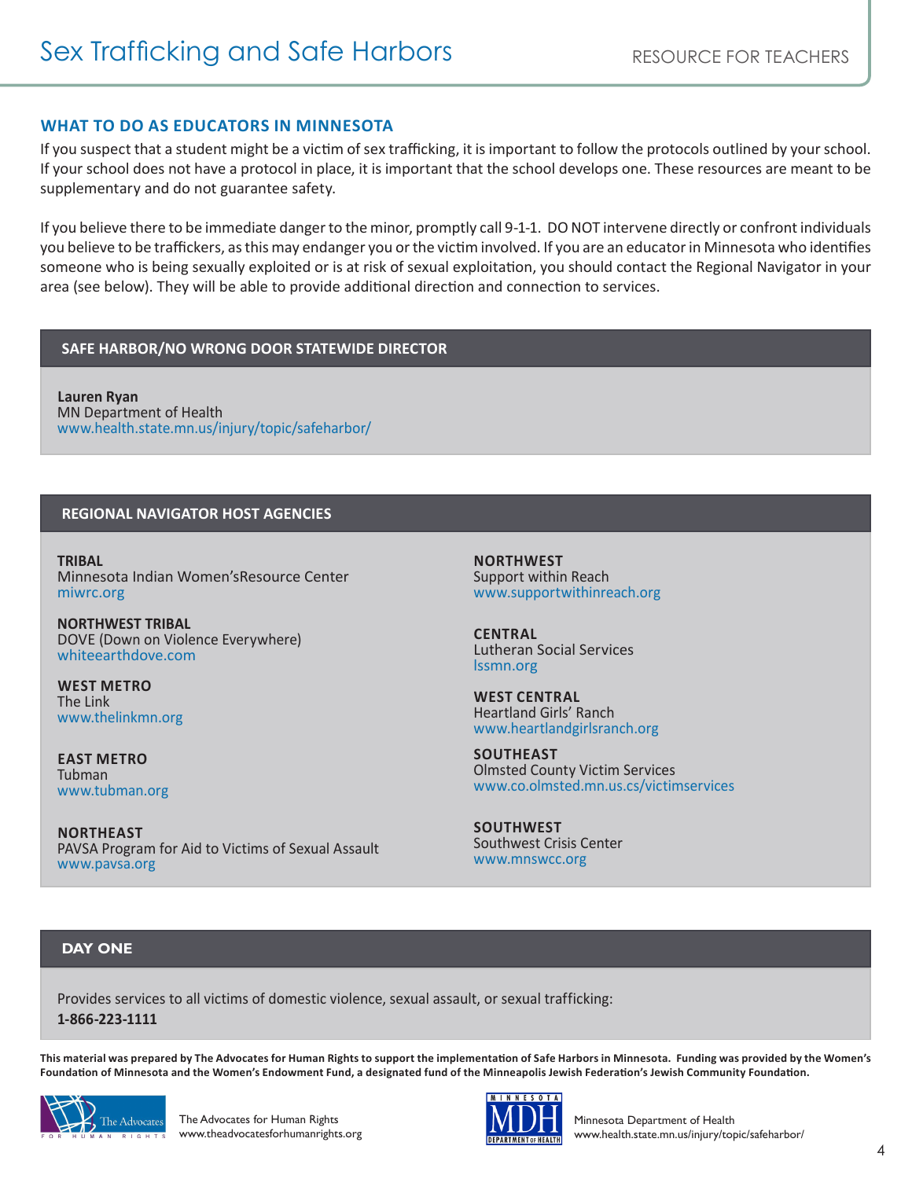# Sex Trafficking and Safe Harbors

RESOURCE FOR TEACHERS

## WHAT TO DO AS EDUCATORS IN MINNESOTA

If you suspect that a student might be a victim of sex trafficking, it is important to follow the protocols outlined by your school. If your school does not have a protocol in place, it is important that the school develops one. These resources are meant to be supplementary and do not guarantee safety.

If you believe there to be immediate danger to the minor, promptly call 9-1-1. DO NOT intervene directly or confront individuals you believe to be traffickers, as this may endanger you or the victim involved. If you are an educator in Minnesota who identifies someone who is being sexually exploited or is at risk of sexual exploitation, you should contact the Regional Navigator in your area (see below). They will be able to provide additional direction and connection to services.

### SAFE HARBOR/NO WRONG DOOR STATEWIDE DIRECTOR

**Lauren Ryan**
MN Department of Health
www.health.state.mn.us/injury/topic/safeharbor/

### REGIONAL NAVIGATOR HOST AGENCIES

**TRIBAL**
Minnesota Indian Women'sResource Center
miwrc.org

**NORTHWEST TRIBAL**
DOVE (Down on Violence Everywhere)
whiteearthdove.com

**WEST METRO**
The Link
www.thelinkmn.org

**EAST METRO**
Tubman
www.tubman.org

**NORTHEAST**
PAVSA Program for Aid to Victims of Sexual Assault
www.pavsa.org

**NORTHWEST**
Support within Reach
www.supportwithinreach.org

**CENTRAL**
Lutheran Social Services
lssmn.org

**WEST CENTRAL**
Heartland Girls' Ranch
www.heartlandgirlsranch.org

**SOUTHEAST**
Olmsted County Victim Services
www.co.olmsted.mn.us.cs/victimservices

**SOUTHWEST**
Southwest Crisis Center
www.mnswcc.org

### DAY ONE

Provides services to all victims of domestic violence, sexual assault, or sexual trafficking:
**1-866-223-1111**

**This material was prepared by The Advocates for Human Rights to support the implementation of Safe Harbors in Minnesota. Funding was provided by the Women's Foundation of Minnesota and the Women's Endowment Fund, a designated fund of the Minneapolis Jewish Federation's Jewish Community Foundation.**

The Advocates for Human Rights
www.theadvocatesforhumanrights.org

Minnesota Department of Health
www.health.state.mn.us/injury/topic/safeharbor/